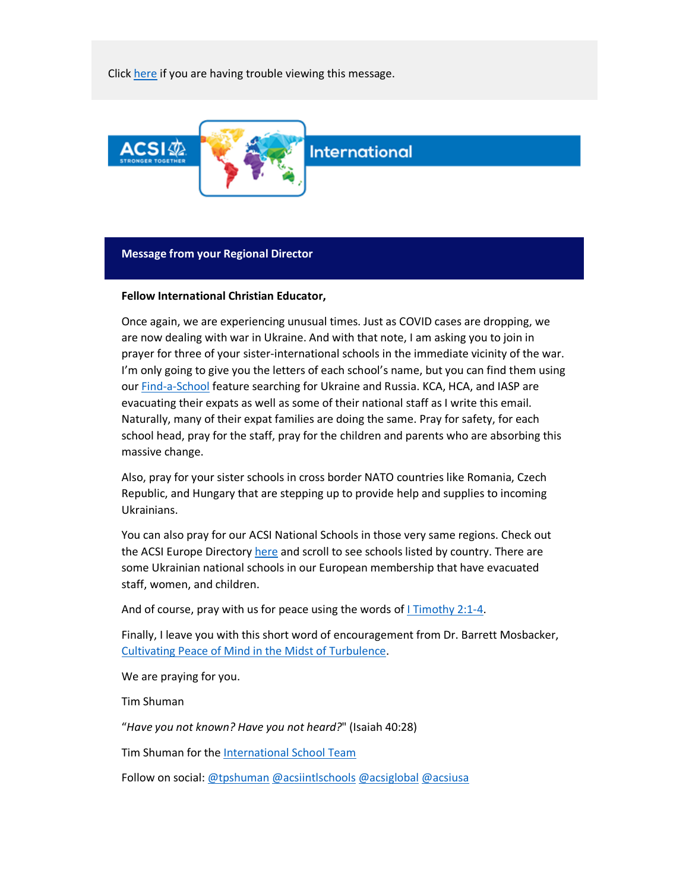Click here if you are having trouble viewing this message.

ACSI STRONGER TOGETHER International

## Message from your Regional Director

**Fellow International Christian Educator,**

Once again, we are experiencing unusual times. Just as COVID cases are dropping, we are now dealing with war in Ukraine. And with that note, I am asking you to join in prayer for three of your sister-international schools in the immediate vicinity of the war. I'm only going to give you the letters of each school's name, but you can find them using our Find-a-School feature searching for Ukraine and Russia. KCA, HCA, and IASP are evacuating their expats as well as some of their national staff as I write this email. Naturally, many of their expat families are doing the same. Pray for safety, for each school head, pray for the staff, pray for the children and parents who are absorbing this massive change.

Also, pray for your sister schools in cross border NATO countries like Romania, Czech Republic, and Hungary that are stepping up to provide help and supplies to incoming Ukrainians.

You can also pray for our ACSI National Schools in those very same regions. Check out the ACSI Europe Directory here and scroll to see schools listed by country. There are some Ukrainian national schools in our European membership that have evacuated staff, women, and children.

And of course, pray with us for peace using the words of I Timothy 2:1-4.

Finally, I leave you with this short word of encouragement from Dr. Barrett Mosbacker, Cultivating Peace of Mind in the Midst of Turbulence.

We are praying for you.

Tim Shuman

"*Have you not known? Have you not heard?*" (Isaiah 40:28)

Tim Shuman for the International School Team

Follow on social: @tpshuman @acsiintlschools @acsiglobal @acsiusa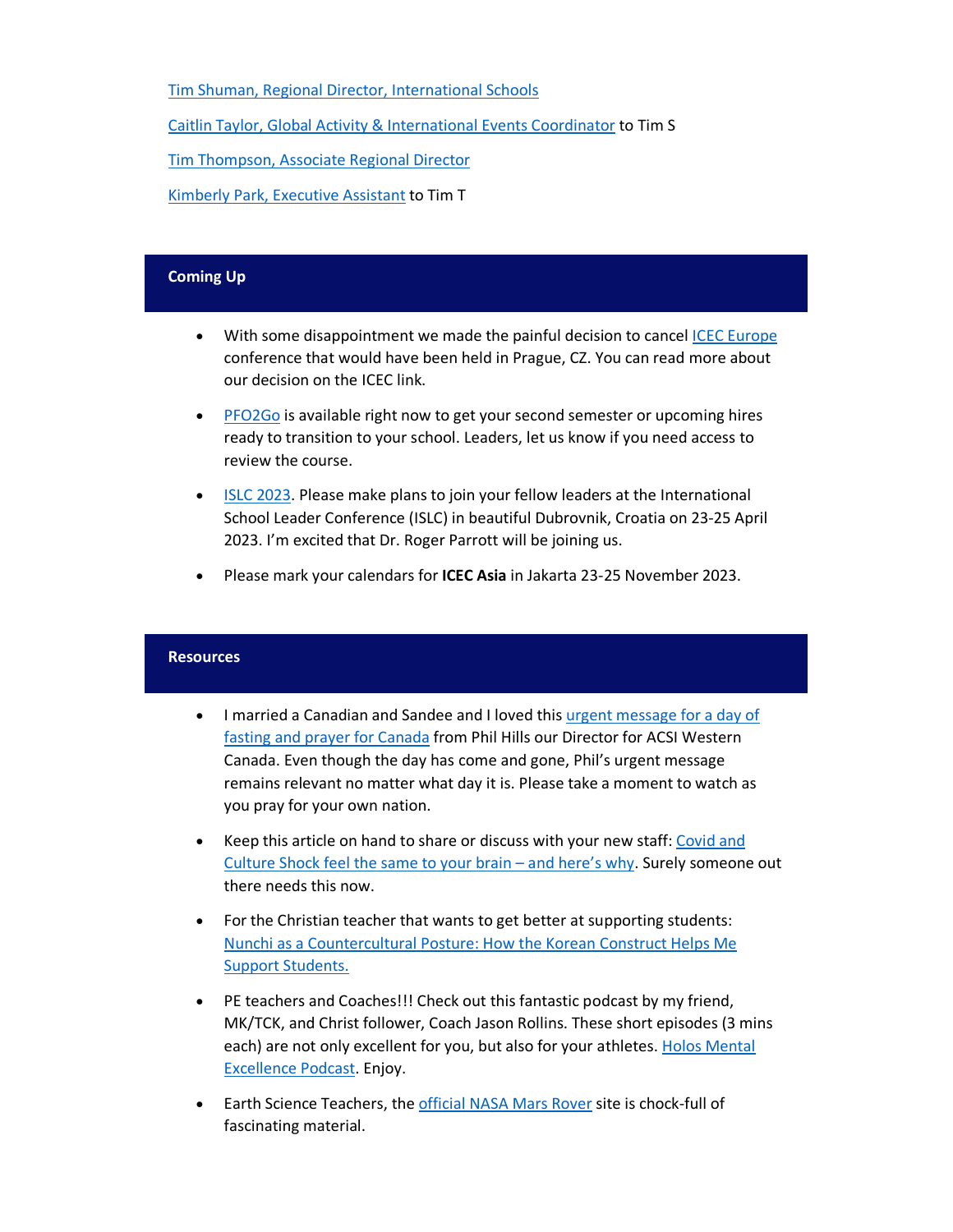Tim Shuman, Regional Director, International Schools

Caitlin Taylor, Global Activity & International Events Coordinator to Tim S

Tim Thompson, Associate Regional Director

Kimberly Park, Executive Assistant to Tim T

## Coming Up

- With some disappointment we made the painful decision to cancel ICEC Europe conference that would have been held in Prague, CZ. You can read more about our decision on the ICEC link.
- PFO2Go is available right now to get your second semester or upcoming hires ready to transition to your school. Leaders, let us know if you need access to review the course.
- ISLC 2023. Please make plans to join your fellow leaders at the International School Leader Conference (ISLC) in beautiful Dubrovnik, Croatia on 23-25 April 2023. I'm excited that Dr. Roger Parrott will be joining us.
- Please mark your calendars for **ICEC Asia** in Jakarta 23-25 November 2023.

## Resources

- I married a Canadian and Sandee and I loved this urgent message for a day of fasting and prayer for Canada from Phil Hills our Director for ACSI Western Canada. Even though the day has come and gone, Phil's urgent message remains relevant no matter what day it is. Please take a moment to watch as you pray for your own nation.
- Keep this article on hand to share or discuss with your new staff: Covid and Culture Shock feel the same to your brain – and here's why. Surely someone out there needs this now.
- For the Christian teacher that wants to get better at supporting students: Nunchi as a Countercultural Posture: How the Korean Construct Helps Me Support Students.
- PE teachers and Coaches!!! Check out this fantastic podcast by my friend, MK/TCK, and Christ follower, Coach Jason Rollins. These short episodes (3 mins each) are not only excellent for you, but also for your athletes. Holos Mental Excellence Podcast. Enjoy.
- Earth Science Teachers, the official NASA Mars Rover site is chock-full of fascinating material.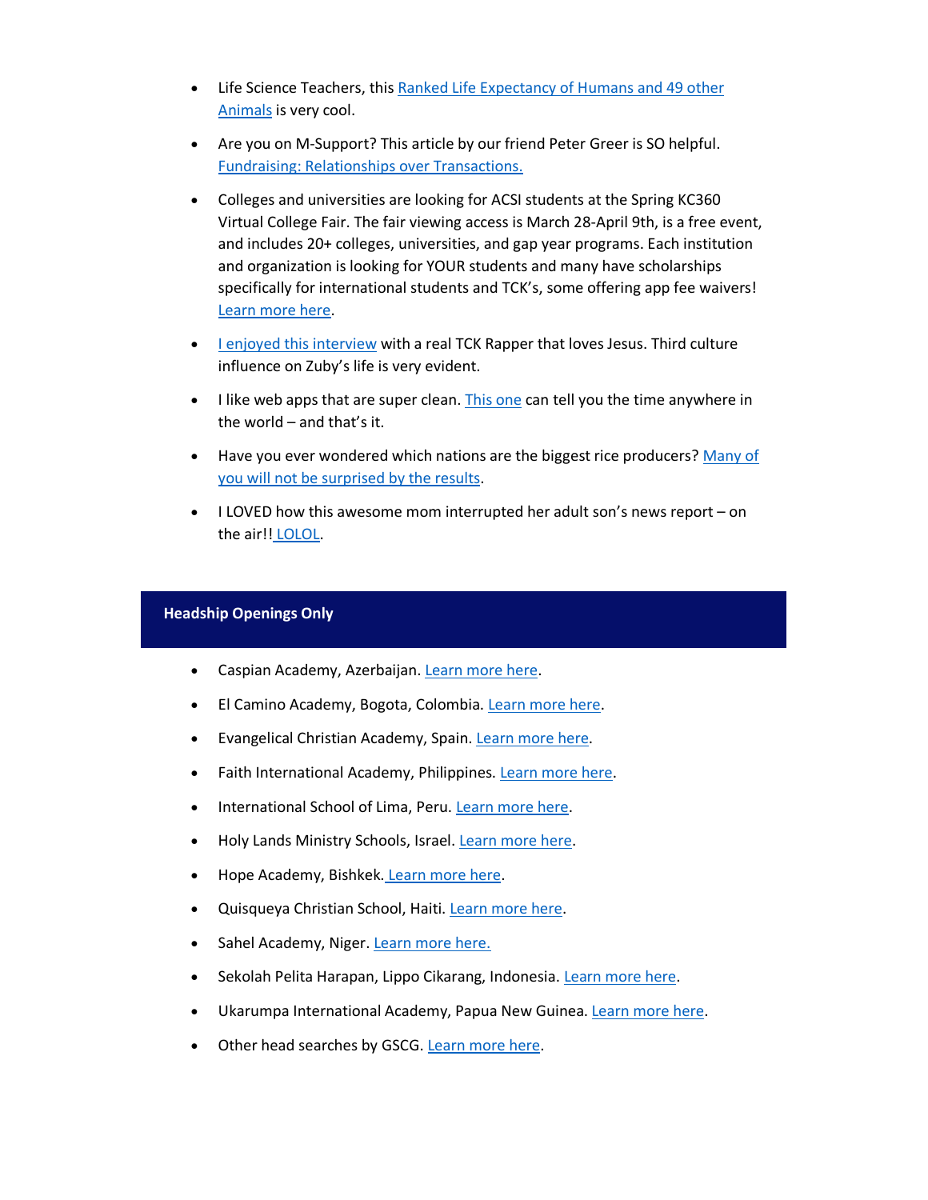- Life Science Teachers, this Ranked Life Expectancy of Humans and 49 other Animals is very cool.
- Are you on M-Support? This article by our friend Peter Greer is SO helpful. Fundraising: Relationships over Transactions.
- Colleges and universities are looking for ACSI students at the Spring KC360 Virtual College Fair. The fair viewing access is March 28-April 9th, is a free event, and includes 20+ colleges, universities, and gap year programs. Each institution and organization is looking for YOUR students and many have scholarships specifically for international students and TCK's, some offering app fee waivers! Learn more here.
- I enjoyed this interview with a real TCK Rapper that loves Jesus. Third culture influence on Zuby's life is very evident.
- I like web apps that are super clean. This one can tell you the time anywhere in the world – and that's it.
- Have you ever wondered which nations are the biggest rice producers? Many of you will not be surprised by the results.
- I LOVED how this awesome mom interrupted her adult son's news report – on the air!! LOLOL.

## Headship Openings Only

- Caspian Academy, Azerbaijan. Learn more here.
- El Camino Academy, Bogota, Colombia. Learn more here.
- Evangelical Christian Academy, Spain. Learn more here.
- Faith International Academy, Philippines. Learn more here.
- International School of Lima, Peru. Learn more here.
- Holy Lands Ministry Schools, Israel. Learn more here.
- Hope Academy, Bishkek. Learn more here.
- Quisqueya Christian School, Haiti. Learn more here.
- Sahel Academy, Niger. Learn more here.
- Sekolah Pelita Harapan, Lippo Cikarang, Indonesia. Learn more here.
- Ukarumpa International Academy, Papua New Guinea. Learn more here.
- Other head searches by GSCG. Learn more here.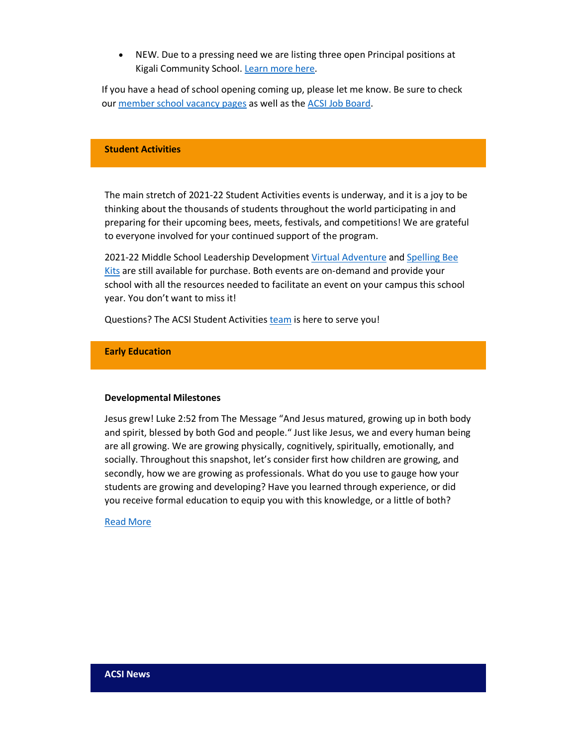- NEW. Due to a pressing need we are listing three open Principal positions at Kigali Community School. Learn more here.

If you have a head of school opening coming up, please let me know. Be sure to check our member school vacancy pages as well as the ACSI Job Board.

## Student Activities

The main stretch of 2021-22 Student Activities events is underway, and it is a joy to be thinking about the thousands of students throughout the world participating in and preparing for their upcoming bees, meets, festivals, and competitions! We are grateful to everyone involved for your continued support of the program.

2021-22 Middle School Leadership Development Virtual Adventure and Spelling Bee Kits are still available for purchase. Both events are on-demand and provide your school with all the resources needed to facilitate an event on your campus this school year. You don't want to miss it!

Questions? The ACSI Student Activities team is here to serve you!

## Early Education

**Developmental Milestones**

Jesus grew! Luke 2:52 from The Message "And Jesus matured, growing up in both body and spirit, blessed by both God and people." Just like Jesus, we and every human being are all growing. We are growing physically, cognitively, spiritually, emotionally, and socially. Throughout this snapshot, let's consider first how children are growing, and secondly, how we are growing as professionals. What do you use to gauge how your students are growing and developing? Have you learned through experience, or did you receive formal education to equip you with this knowledge, or a little of both?

Read More

## ACSI News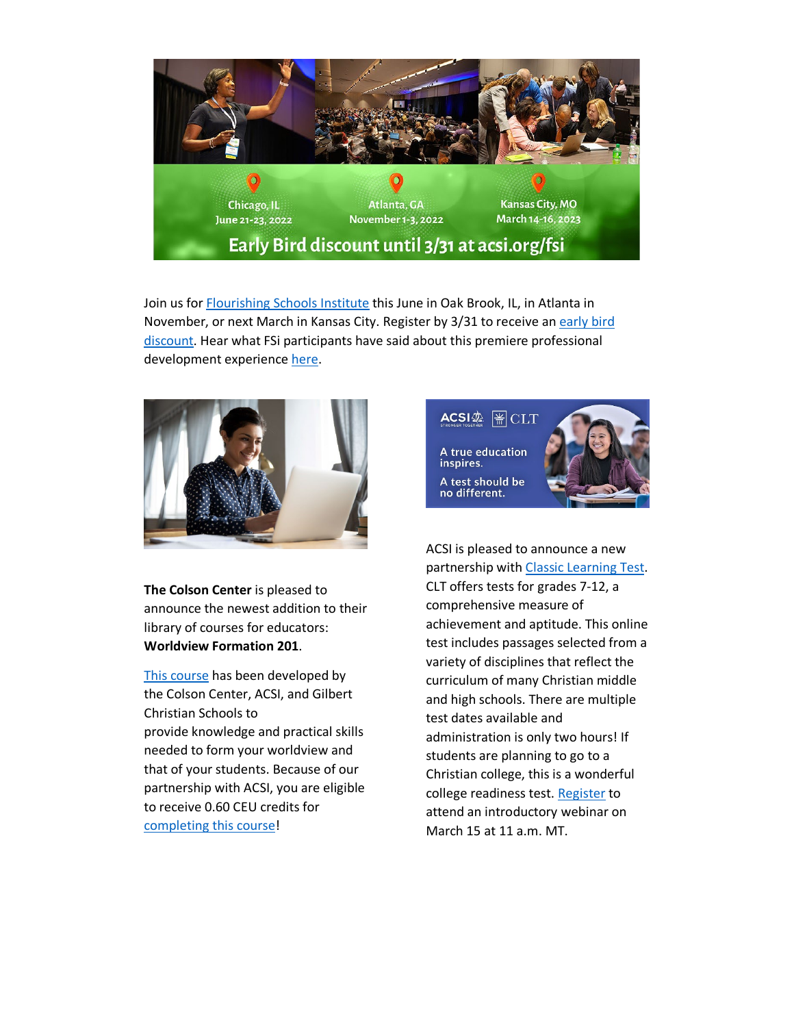Chicago, IL
June 21-23, 2022

Atlanta, GA
November 1-3, 2022

Kansas City, MO
March 14-16, 2023

Early Bird discount until 3/31 at acsi.org/fsi

Join us for Flourishing Schools Institute this June in Oak Brook, IL, in Atlanta in November, or next March in Kansas City. Register by 3/31 to receive an early bird discount. Hear what FSi participants have said about this premiere professional development experience here.

**The Colson Center** is pleased to announce the newest addition to their library of courses for educators: **Worldview Formation 201**.

This course has been developed by the Colson Center, ACSI, and Gilbert Christian Schools to provide knowledge and practical skills needed to form your worldview and that of your students. Because of our partnership with ACSI, you are eligible to receive 0.60 CEU credits for completing this course!

ACSI CLT

A true education inspires.

A test should be no different.

ACSI is pleased to announce a new partnership with Classic Learning Test. CLT offers tests for grades 7-12, a comprehensive measure of achievement and aptitude. This online test includes passages selected from a variety of disciplines that reflect the curriculum of many Christian middle and high schools. There are multiple test dates available and administration is only two hours! If students are planning to go to a Christian college, this is a wonderful college readiness test. Register to attend an introductory webinar on March 15 at 11 a.m. MT.